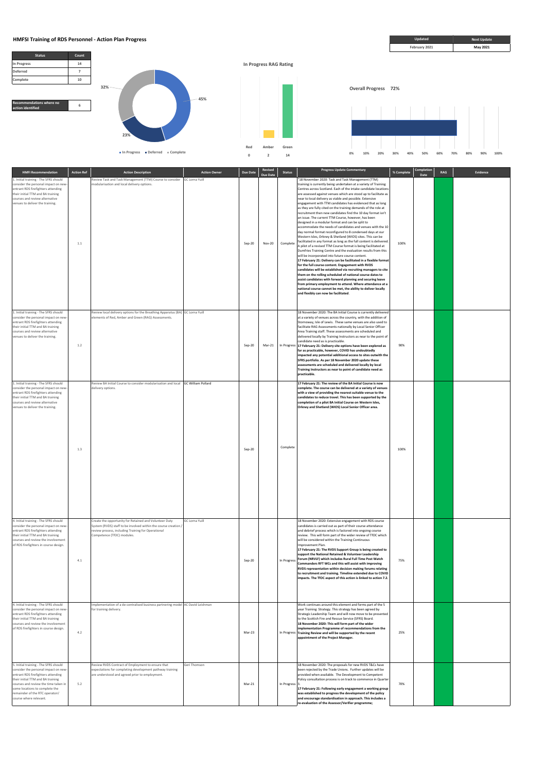# HMFSI Training of RDS Personnel - Action Plan Progress

| Updated | Next Update |
|---|---|
| February 2021 | May 2021 |

| Status | Count |
|---|---|
| In Progress | 14 |
| Deferred | 7 |
| Complete | 10 |

| Recommendations where no action identified | 6 |
|---|---|

In Progress 45%, Deferred 23%, Complete 32%

**In Progress RAG Rating**

| Red | Amber | Green |
|---|---|---|
| 0 | 2 | 14 |

**Overall Progress 72%**

| HMFI Recommendation | Action Ref | Action Description | Action Owner | Due Date | Revised Due Date | Status | Progress Update Commentary | % Complete | Completion Date | RAG | Evidence |
|---|---|---|---|---|---|---|---|---|---|---|---|
| 1. Initial training - The SFRS should consider the personal impact on new-entrant RDS firefighters attending their initial TTM and BA training courses and review alternative venues to deliver the training. | 1.1 | Review Task and Task Management (TTM) Course to consider modularisation and local delivery options. | GC Lorna Yuill | Sep-20 | Nov-20 | Complete | *18 November 2020: Task and Task Management (TTM) training is currently being undertaken at a variety of Training Centres across Scotland. Each of the intake candidate locations are assessed against venues which are stood up to facilitate as near to local delivery as viable and possible. Extensive engagement with TTM candidates has evidenced that as long as they are fully cited on the training demands of the role at recruitment then new candidates find the 10 day format isn't an issue. The current TTM Course, however, has been designed in a modular format and can be split to accommodate the needs of candidates and venues with the 10 day normal format reconfigured to 8 condensed days at our Western Isles, Orkney & Shetland (WIOS) sites. This can be facilitated in any format as long as the full content is delivered. A pilot of a revised TTM Course format is being facilitated at Dumfries Training Centre and the evaluation results from this will be incorporated into future course content. **17 February 21: Delivery can be facilitated in a flexible format for the full course content. Engagement with RVDS candidates will be established via recruiting managers to cite them on the rolling scheduled of national course dates to assist candidates with forward planning and securing leave from primary employment to attend. Where attendance at a national course cannot be met, the ability to deliver locally and flexibly can now be facilitated.** | 100% | | | |
| 1. Initial training - The SFRS should consider the personal impact on new-entrant RDS firefighters attending their initial TTM and BA training courses and review alternative venues to deliver the training. | 1.2 | Review local delivery options for the Breathing Apparatus (BA) elements of Red, Amber and Green (RAG) Assessments. | GC Lorna Yuill | Sep-20 | Mar-21 | In Progress | 18 November 2020: The BA Initial Course is currently delivered at a variety of venues across the country, with the addition of Stornoway, Isle of Lewis. These same venues are also used to facilitate RAG Assessments nationally by Local Senior Officer Area Training staff. These assessments are scheduled and delivered locally by Training Instructors as near to the point of candidate need as is practicable. **17 February 21: Delivery site options have been explored as far as practicable, however, COVID has undoubtedly impacted any potential additional access to sites outwith the SFRS portfolio. As per 18 November 2020 update these assessments are scheduled and delivered locally by local Training Instructors as near to point of candidate need as practicable.** | 90% | | | |
| 1. Initial training - The SFRS should consider the personal impact on new-entrant RDS firefighters attending their initial TTM and BA training courses and review alternative venues to deliver the training. | 1.3 | Review BA Initial Course to consider modularisation and local delivery options. | GC William Pollard | Sep-20 | | Complete | **17 February 21: The review of the BA Initial Course is now complete. The course can be delivered at a variety of venues with a view of providing the nearest suitable venue to the candidates to reduce travel. This has been supported by the completion of a pilot BA Initial Course on Western Isles, Orkney and Shetland (WIOS) Local Senior Officer area.** | 100% | | | |
| 4. Initial training - The SFRS should consider the personal impact on new-entrant RDS firefighters attending their initial TTM and BA training courses and review the involvement of RDS firefighters in course design. | 4.1 | Create the opportunity for Retained and Volunteer Duty System (RVDS) staff to be involved within the course creation / review process, including Training for Operational Competence (TfOC) modules. | GC Lorna Yuill | Sep-20 | | In Progress | 18 November 2020: Extensive engagement with RDS course candidates is carried out as part of their course attendance and debrief process which is factored into ongoing course review. This will form part of the wider review of TfOC which will be considered within the Training Continuous Improvement Plan. **17 February 21: The RVDS Support Group is being created to support the National Retained & Volunteer Leadership Forum (NRVLF) which includes Rural Full Time Post Watch Commanders RFT WCs and this will assist with improving RVDS representation within decision making forums relating to recruitment and training. Timeline extended due to COVID impacts. The TfOC aspect of this action is linked to action 7.2.** | 75% | | | |
| 4. Initial training - The SFRS should consider the personal impact on new-entrant RDS firefighters attending their initial TTM and BA training courses and review the involvement of RDS firefighters in course design. | 4.2 | Implementation of a de-centralised business partnering model for training delivery. | AC David Leishman | Mar-23 | | In Progress | Work continues around this element and forms part of the 5 year Training Strategy. This strategy has been agreed by Strategic Leadership Team and will now move to be presented to the Scottish Fire and Rescue Service (SFRS) Board. **18 November 2020: This will form part of the wider implementation Programme of recommendations from the Training Review and will be supported by the recent appointment of the Project Manager.** | 25% | | | |
| 5. Initial training - The SFRS should consider the personal impact on new-entrant RDS firefighters attending their initial TTM and BA training courses and review the time taken in some locations to complete the remainder of the RTC operators' course where relevant. | 5.2 | Review RVDS Contract of Employment to ensure that expectations for completing development pathway training are understood and agreed prior to employment. | Geri Thomson | Mar-21 | | In Progress | 18 November 2020: The proposals for new RVDS T&Cs have been rejected by the Trade Unions. Further updates will be provided when available. The Development to Competent Policy consultation process is on track to commence in Quarter 3. **17 February 21: Following early engagement a working group was established to progress the development of the policy and encourage standardisation in approach. This includes a re-evaluation of the Assessor/Verifier programme;** | 70% | | | |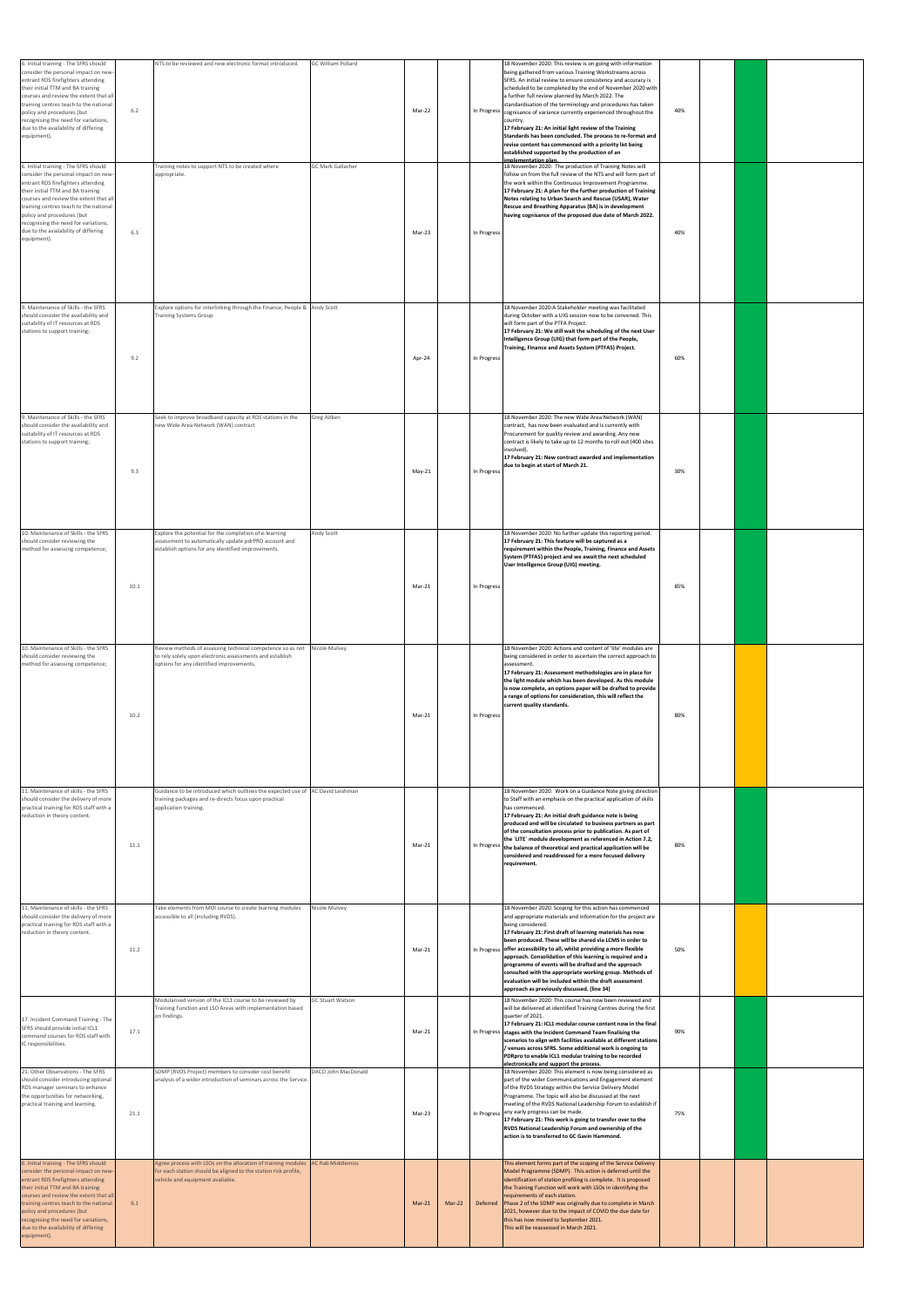| | | | | | | | | | | | |
|---|---|---|---|---|---|---|---|---|---|---|---|
| 6. Initial training - The SFRS should consider the personal impact on new-entrant RDS firefighters attending their initial TTM and BA training courses and review the extent that all training centres teach to the national policy and procedures (but recognising the need for variations, due to the availability of differing equipment). | 6.2 | NTS to be reviewed and new electronic format introduced. | GC William Pollard | Mar-22 | | In Progress | 18 November 2020: This review is on going with information being gathered from various Training Workstreams across SFRS. An initial review to ensure consistency and accuracy is scheduled to be completed by the end of November 2020 with a further full review planned by March 2022. The standardisation of the terminology and procedures has taken cognisance of variance currently experienced throughout the country.<br>**17 February 21: An initial light review of the Training Standards has been concluded. The process to re-format and revise content has commenced with a priority list being established supported by the production of an implementation plan.** | 40% | | | |
| 6. Initial training - The SFRS should consider the personal impact on new-entrant RDS firefighters attending their initial TTM and BA training courses and review the extent that all training centres teach to the national policy and procedures (but recognising the need for variations, due to the availability of differing equipment). | 6.3 | Training notes to support NTS to be created where appropriate. | GC Mark Gallacher | Mar-23 | | In Progress | 18 November 2020: The production of Training Notes will follow on from the full review of the NTS and will form part of the work within the Continuous Improvement Programme.<br>**17 February 21: A plan for the further production of Training Notes relating to Urban Search and Rescue (USAR), Water Rescue and Breathing Apparatus (BA) is in development having cognisance of the proposed due date of March 2022.** | 40% | | | |
| 9. Maintenance of Skills - the SFRS should consider the availability and suitability of IT resources at RDS stations to support training; | 9.2 | Explore options for interlinking through the Finance, People & Training Systems Group | Andy Scott | Apr-24 | | In Progress | 18 November 2020:A Stakeholder meeting was facilitated during October with a UIG session now to be convened. This will form part of the PTFA Project.<br>**17 February 21: We still wait the scheduling of the next User Intelligence Group (UIG) that form part of the People, Training, Finance and Assets System (PTFAS) Project.** | 60% | | | |
| 9. Maintenance of Skills - the SFRS should consider the availability and suitability of IT resources at RDS stations to support training; | 9.3 | Seek to improve broadband capacity at RDS stations in the new Wide Area Network (WAN) contract | Greg Aitken | May-21 | | In Progress | 18 November 2020: The new Wide Area Network (WAN) contract, has now been evaluated and is currently with Procurement for quality review and awarding. Any new contract is likely to take up to 12 months to roll out (400 sites involved).<br>**17 February 21: New contract awarded and implementation due to begin at start of March 21.** | 30% | | | |
| 10. Maintenance of Skills - the SFRS should consider reviewing the method for assessing competence; | 10.1 | Explore the potential for the completion of e-learning assessment to automatically update pdrPRO account and establish options for any identified improvements. | Andy Scott | Mar-21 | | In Progress | 18 November 2020: No further update this reporting period.<br>**17 February 21: This feature will be captured as a requirement within the People, Training, Finance and Assets System (PTFAS) project and we await the next scheduled User Intelligence Group (UIG) meeting.** | 85% | | | |
| 10. Maintenance of Skills - the SFRS should consider reviewing the method for assessing competence; | 10.2 | Review methods of assessing technical competence so as not to rely solely upon electronic assessments and establish options for any identified improvements. | Nicole Mulvey | Mar-21 | | In Progress | 18 November 2020: Actions and content of 'lite' modules are being considered in order to ascertain the correct approach to assessment.<br>**17 February 21: Assessment methodologies are in place for the light module which has been developed. As this module is now complete, an options paper will be drafted to provide a range of options for consideration, this will reflect the current quality standards.** | 80% | | | |
| 11. Maintenance of skills - the SFRS should consider the delivery of more practical training for RDS staff with a reduction in theory content. | 11.1 | Guidance to be introduced which outlines the expected use of training packages and re-directs focus upon practical application training. | AC David Leishman | Mar-21 | | In Progress | 18 November 2020: Work on a Guidance Note giving direction to Staff with an emphasis on the practical application of skills has commenced.<br>**17 February 21: An initial draft guidance note is being produced and will be circulated to business partners as part of the consultation process prior to publication. As part of the `LITE` module development as referenced in Action 7.2, the balance of theoretical and practical application will be considered and readdressed for a more focused delivery requirement.** | 80% | | | |
| 11. Maintenance of skills - the SFRS should consider the delivery of more practical training for RDS staff with a reduction in theory content. | 11.2 | Take elements from MOI course to create learning modules accessible to all (including RVDS). | Nicole Mulvey | Mar-21 | | In Progress | 18 November 2020: Scoping for this action has commenced and appropriate materials and information for the project are being considered.<br>**17 February 21: First draft of learning materials has now been produced. These will be shared via LCMS in order to offer accessibility to all, whilst providing a more flexible approach. Consolidation of this learning is required and a programme of events will be drafted and the approach consulted with the appropriate working group. Methods of evaluation will be included within the draft assessment approach as previously discussed. (line 34)** | 50% | | | |
| 17. Incident Command Training - The SFRS should provide initial ICL1 command courses for RDS staff with IC responsibilities. | 17.1 | Modularised version of the ICL1 course to be reviewed by Training Function and LSO Areas with implementation based on findings. | GC Stuart Watson | Mar-21 | | In Progress | 18 November 2020: This course has now been reviewed and will be delivered at identified Training Centres during the first quarter of 2021.<br>**17 February 21: ICL1 modular course content now in the final stages with the Incident Command Team finalising the scenarios to align with facilities available at different stations / venues across SFRS. Some additional work is ongoing to PDRpro to enable ICL1 modular training to be recorded electronically and support the process.** | 90% | | | |
| 21. Other Observations - The SFRS should consider introducing optional RDS manager seminars to enhance the opportunities for networking, practical training and learning. | 21.1 | SDMP (RVDS Project) members to consider cost benefit analysis of a wider introduction of seminars across the Service. | DACO John MacDonald | Mar-23 | | In Progress | 18 November 2020: This element is now being considered as part of the wider Communications and Engagement element of the RVDS Strategy within the Service Delivery Model Programme. The topic will also be discussed at the next meeting of the RVDS National Leadership Forum to establish if any early progress can be made.<br>**17 February 21: This work is going to transfer over to the RVDS National Leadership Forum and ownership of the action is to transferred to GC Gavin Hammond.** | 75% | | | |
| 6. Initial training - The SFRS should consider the personal impact on new-entrant RDS firefighters attending their initial TTM and BA training courses and review the extent that all training centres teach to the national policy and procedures (but recognising the need for variations, due to the availability of differing equipment). | 6.1 | Agree process with LSOs on the allocation of training modules for each station should be aligned to the station risk profile, vehicle and equipment available. | AC Rab Middlemiss | Mar-21 | Mar-22 | Deferred | This element forms part of the scoping of the Service Delivery Model Programme (SDMP). This action is deferred until the identification of station profiling is complete. It is proposed the Training Function will work with LSOs in identifying the requirements of each station.<br>Phase 2 of the SDMP was originally due to complete in March 2021, however due to the impact of COVID the due date for this has now moved to September 2021.<br>This will be reassessed in March 2021. | | | | |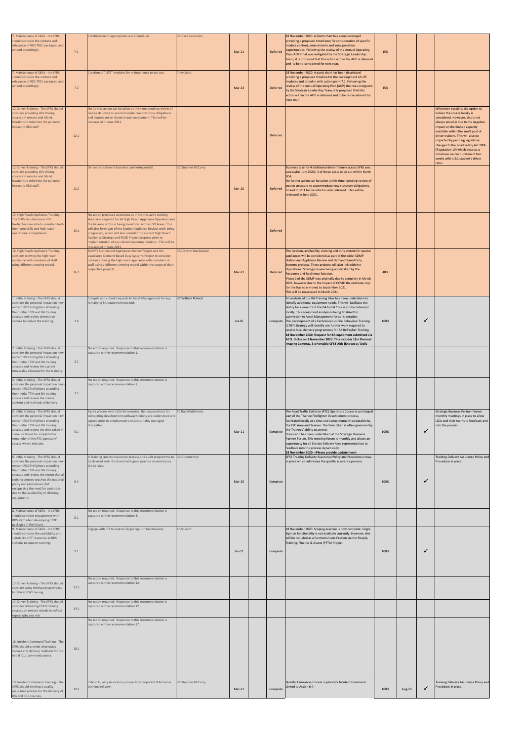| | | | | | | | | | | | |
|---|---|---|---|---|---|---|---|---|---|---|---|
| 7. Maintenance of Skills - the SFRS should consider the content and relevance of RDS TTOC packages, and amend accordingly. | 7.1 | Combination of appropriate sets of modules. | GC Dave Leishman | Mar-21 | | Deferred | 18 November 2020: A Gantt chart has been developed providing a proposed timeframe for consideration of specific module content, amendments and amalgamation opportunities. Following the review of the Annual Operating Plan (AOP) that was instigated by the Strategic Leadership Team, it is proposed that this action within the AOP is deferred and to be re-considered for next year. | 15% | | | |
| 7. Maintenance of Skills - the SFRS should consider the content and relevance of RDS TTOC packages, and amend accordingly. | 7.2 | Creation of "LITE" modules for maintenance phase use. | Andy Scott | Mar-23 | | Deferred | 18 November 2020: A gantt chart has been developed providing a proposed timeline for the development of LITE modules and is tied in with action point 7.1. Following the review of the Annual Operating Plan (AOP) that was instigated by the Strategic Leadership Team, it is proposed that this action within the AOP is deferred and to be re-considered for next year. | 15% | | | |
| 12. Driver Training - The SFRS should consider providing LGV driving courses in remote and Island locations to minimise the personal impact to RDS staff. | 12.1 | No further action can be taken at this time pending review of course structure to accommodate new statutory obligations and dependant on Island impact assessment. This will be reassessed in June 2021. | | | | Deferred | | | | | Whenever possible, the option to deliver the course locally is considered. However, this is not always possible due to the negative impact on the limited capacity available within the small pool of driver trainers. This will also be impacted by pending legislative changes to the Road Safety Act 2006 (Regulation 19) which dictates a minimum course duration of two weeks with a 2:1 student / driver ratio. |
| 12. Driver Training - The SFRS should consider providing LGV driving courses in remote and Island locations to minimise the personal impact to RDS staff. | 12.2 | De-centralisation of business partnering model. | GC Stephen McCurry | Mar-20 | | Deferred | Business case for 4 additional driver trainers across SFRS was successful (July 2020). 3 of these posts to be put within North SDA. No further action can be taken at this time: pending review of course structure to accommodate new statutory obligations. Linked to 12.1 below which is also deferred. This will be reviewed in June 2021. | | | | |
| 15. High Reach Appliance Training - The SFRS should ensure RDS firefighters are able to maintain both their core skills and high reach operational competence. | 15.1 | No action proposed at present as this is the same training standards required for all High Reach Appliance Operators and the balance of this is being monitored within LSO Areas. This will also form part of the Station Appliance Review work being progressed, which will also consider the current High Reach Appliance Strategy and ROSE Project progress prior to implementation of any related recommendations. This will be reassessed in June 2021. | | | | Deferred | | | | | |
| 16. High Reach Appliance Training - consider crewing the high reach appliance with members of staff using different crewing model. | 16.1 | SDMP's Station and Appliances Review Project and the associated Demand Based Duty Systems Project to consider options crewing the high reach appliance with members of staff using a different crewing model within the scope of their respective projects. | DACO John MacDonald | Mar-23 | | Deferred | The location, availability, crewing and duty system for special appliances will be considered as part of the wider SDMP Station and Appliance Review and Demand Based Duty Systems projects. These projects will also link with the Operational Strategy review being undertaken by the Response and Resilience function. Phase 2 of the SDMP was originally due to complete in March 2021, however due to the impact of COVID the end date stop for this has now moved to September 2021. This will be reassessed in March 2021. | 40% | | | |
| 1. Initial training - The SFRS should consider the personal impact on new-entrant RDS firefighters attending their initial TTM and BA training courses and review alternative venues to deliver the training. | 1.4 | Compile and submit requests to Asset Management for any remaining BA equipment needed. | GC William Pollard | Jul-20 | | Complete | An analysis of our BA Training Sites has been undertaken to identify additional equipment needs. This will facilitate the ability for elements of the BA Initial Courses to be delivered locally. This equipment analysis is being finalised for submission to Asset Management for consideration. The development of a Carbonaceous Fire Behaviour Training (CFBT) Strategy will identify any further work required to enable local delivery programmes for BA Refresher Training. **18 November 2020: Request for BA equipment submitted via ACO. Dickie on 3 November 2020. This includes 18 x Thermal Imaging Cameras, 3 x Portable CFBT Aids (known as 'Dolls** | 100% | | ✓ | |
| 2. Initial training - The SFRS should consider the personal impact on new-entrant RDS firefighters attending their initial TTM and BA training courses and review the current timescales allocated for the training. | 2.1 | No action required. Response to this recommendation is captured within recommendation 1. | | | | | | | | | |
| 3. Initial training - The SFRS should consider the personal impact on new-entrant RDS firefighters attending their initial TTM and BA training courses and review the course content and methods of delivery. | 3.1 | No action required. Response to this recommendation is captured within recommendation 1. | | | | | | | | | |
| 5. Initial training - The SFRS should consider the personal impact on new-entrant RDS firefighters attending their initial TTM and BA training courses and review the time taken in some locations to complete the remainder of the RTC operators' course where relevant. | 5.1 | Agree process with LSOs for ensuring that expectations for completing development pathway training are understood and agreed prior to employment and are suitably managed thereafter. | AC Rab Middlemiss | Mar-21 | | Complete | The Road Traffic Collision (RTC) Operators Course is an integral part of the Trainee Firefighter Development process, facilitated locally at a time and venue mutually acceptable by the LSO Area and Trainee. The time taken is often governed by the Trainees' ability to attend. Discussion has been undertaken at the Strategic Business Partner Forum. This meeting forum is monthly and allows an opportunity for all Service Delivery Area representatives to feedback into the process dynamically. **18 November 2020: <Please provide update here>** | 100% | | ✓ | Strategic Business Partner Forum monthly meetings in place to allow LSOs and their teams to feedback and into the process. |
| 6. Initial training - The SFRS should consider the personal impact on new-entrant RDS firefighters attending their initial TTM and BA training courses and review the extent that all training centres teach to the national policy and procedures (but recognising the need for variations, due to the availability of differing equipment). | 6.4 | A Training Quality Assurance process and audit programme to be devised and introduced with good practice shared across the Service. | GC Graeme Hay | Mar-20 | | Complete | SFRS Training Delivery Assurance Policy and Procedure is now in place which addresses the quality assurance process. | 100% | | ✓ | Training Delivery Assurance Policy and Procedure in place. |
| 8. Maintenance of Skills - the SFRS should consider engagement with RDS staff when developing TTOC packages in the future. | 8.1 | No action required. Response to this recommendation is captured within recommendation 4. | | | | | | | | | |
| 9. Maintenance of Skills - the SFRS should consider the availability and suitability of IT resources at RDS stations to support training; | 9.1 | Engage with ICT to explore Single Sign-on functionality | Andy Scott | Jan-21 | | Complete | 18 November 2020: Scoping exercise is now complete. Single Sign-on functionality is not available currently. However, this will be included as a functional specification via the People, Training, Finance & Assets (PFTA) Project. | 100% | | ✓ | |
| 13. Driver Training - The SFRS should consider using third party providers to deliver LGV training. | 13.1 | No action required. Response to this recommendation is captured within recommendation 12. | | | | | | | | | |
| 14. Driver Training - The SFRS should consider delivering EFAD training courses on remote islands to reflect topography and risk. | 14.1 | No action required. Response to this recommendation is captured within recommendation 12. | | | | | | | | | |
| 18. Incident Command Training - The SFRS should provide alternative venues and delivery methods for the initial ICL1 command course. | 18.1 | No action required. Response to this recommendation is captured within recommendation 17. | | | | | | | | | |
| 19. Incident Command Training - The SFRS should develop a quality assurance process for the delivery of ICA and ICL1 courses. | 19.1 | Extend Quality Assurance process to incorporate ICA Course training delivery. | GC Stephen McCurry | Mar-21 | | Complete | Quality Assurance process in place for Incident Command. Linked to Action 6.4. | 100% | Aug-20 | ✓ | Training Delivery Assurance Policy and Procedure in place. |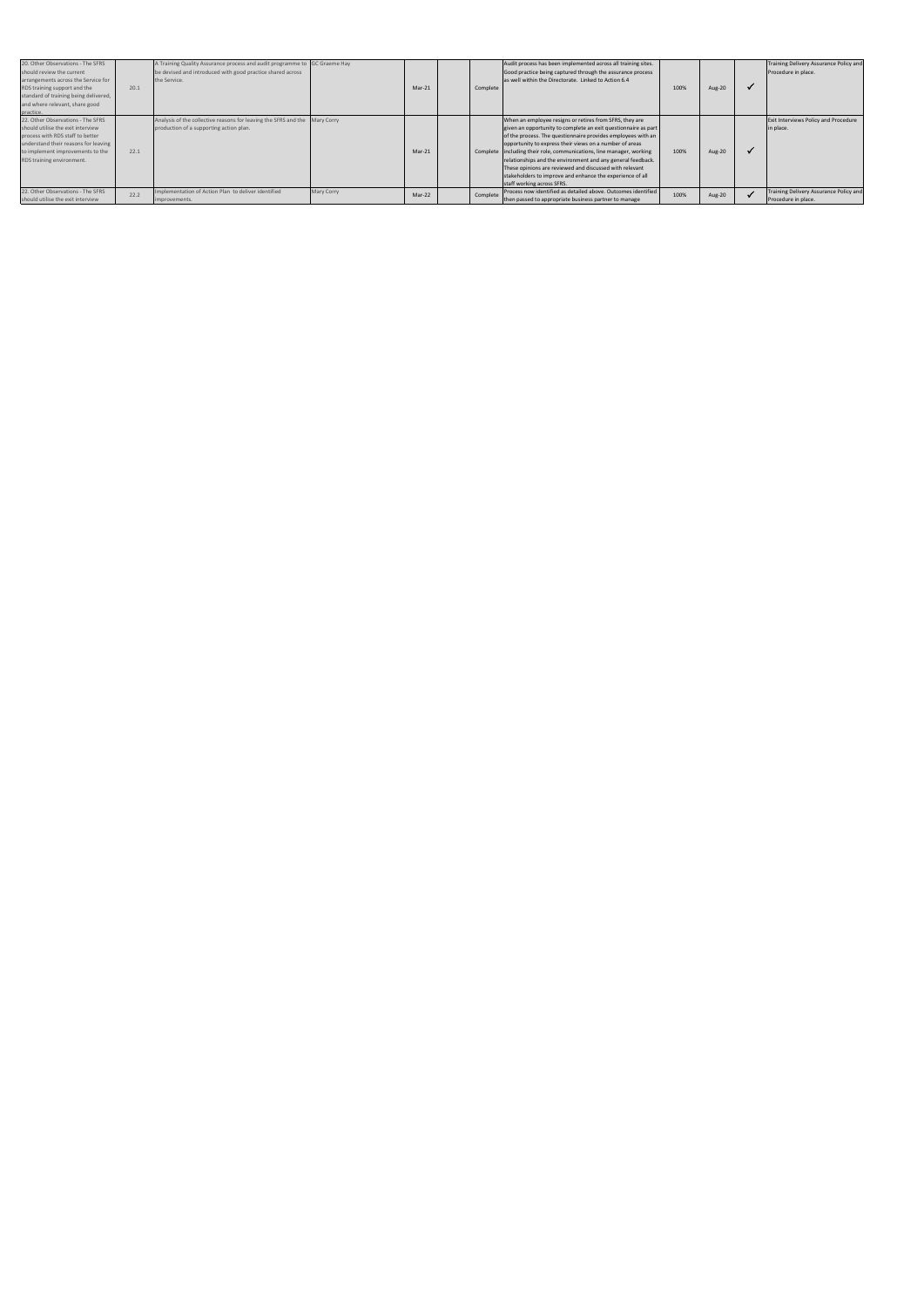| | | | | | | | | | | | | |
|---|---|---|---|---|---|---|---|---|---|---|---|---|
| 20. Other Observations - The SFRS should review the current arrangements across the Service for RDS training support and the standard of training being delivered, and where relevant, share good practice. | 20.1 | A Training Quality Assurance process and audit programme to be devised and introduced with good practice shared across the Service. | GC Graeme Hay | Mar-21 | | Complete | Audit process has been implemented across all training sites. Good practice being captured through the assurance process as well within the Directorate. Linked to Action 6.4 | 100% | Aug-20 | ✓ | Training Delivery Assurance Policy and Procedure in place. |
| 22. Other Observations - The SFRS should utilise the exit interview process with RDS staff to better understand their reasons for leaving to implement improvements to the RDS training environment. | 22.1 | Analysis of the collective reasons for leaving the SFRS and the production of a supporting action plan. | Mary Corry | Mar-21 | | Complete | When an employee resigns or retires from SFRS, they are given an opportunity to complete an exit questionnaire as part of the process. The questionnaire provides employees with an opportunity to express their views on a number of areas including their role, communications, line manager, working relationships and the environment and any general feedback. These opinions are reviewed and discussed with relevant stakeholders to improve and enhance the experience of all staff working across SFRS. | 100% | Aug-20 | ✓ | Exit Interviews Policy and Procedure in place. |
| 22. Other Observations - The SFRS should utilise the exit interview | 22.2 | Implementation of Action Plan to deliver identified improvements. | Mary Corry | Mar-22 | | Complete | Process now identified as detailed above. Outcomes identified then passed to appropriate business partner to manage | 100% | Aug-20 | ✓ | Training Delivery Assurance Policy and Procedure in place. |